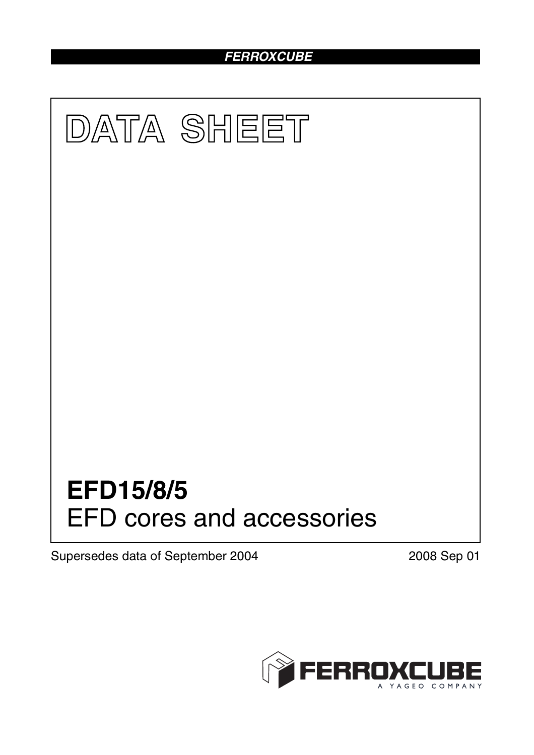FERROXCUBE

# DATA SHEET

# EFD15/8/5

EFD cores and accessories

Supersedes data of September 2004

2008 Sep 01

FERROXCUBE
A YAGEO COMPANY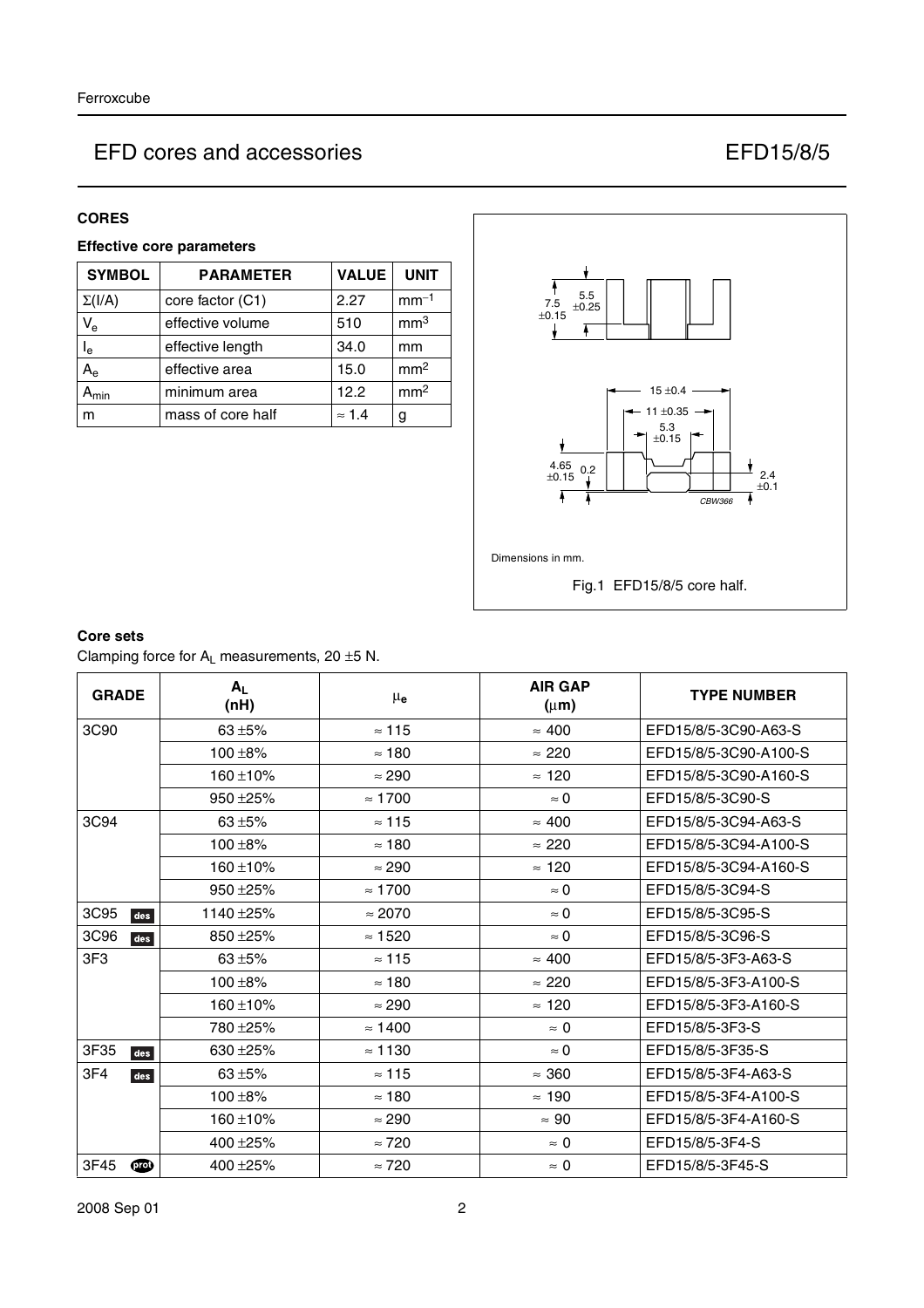## CORES

### Effective core parameters

| SYMBOL | PARAMETER | VALUE | UNIT |
|---|---|---|---|
| $\Sigma(I/A)$ | core factor (C1) | 2.27 | $mm^{-1}$ |
| $V_e$ | effective volume | 510 | $mm^3$ |
| $I_e$ | effective length | 34.0 | mm |
| $A_e$ | effective area | 15.0 | $mm^2$ |
| $A_{min}$ | minimum area | 12.2 | $mm^2$ |
| m | mass of core half | ≈ 1.4 | g |

Dimensions in mm.

Fig.1 EFD15/8/5 core half.

### Core sets

Clamping force for $A_L$ measurements, 20 ±5 N.

| GRADE | $A_L$ (nH) | $\mu_e$ | AIR GAP (μm) | TYPE NUMBER |
|---|---|---|---|---|
| 3C90 | 63 ±5% | ≈ 115 | ≈ 400 | EFD15/8/5-3C90-A63-S |
| | 100 ±8% | ≈ 180 | ≈ 220 | EFD15/8/5-3C90-A100-S |
| | 160 ±10% | ≈ 290 | ≈ 120 | EFD15/8/5-3C90-A160-S |
| | 950 ±25% | ≈ 1700 | ≈ 0 | EFD15/8/5-3C90-S |
| 3C94 | 63 ±5% | ≈ 115 | ≈ 400 | EFD15/8/5-3C94-A63-S |
| | 100 ±8% | ≈ 180 | ≈ 220 | EFD15/8/5-3C94-A100-S |
| | 160 ±10% | ≈ 290 | ≈ 120 | EFD15/8/5-3C94-A160-S |
| | 950 ±25% | ≈ 1700 | ≈ 0 | EFD15/8/5-3C94-S |
| 3C95 des | 1140 ±25% | ≈ 2070 | ≈ 0 | EFD15/8/5-3C95-S |
| 3C96 des | 850 ±25% | ≈ 1520 | ≈ 0 | EFD15/8/5-3C96-S |
| 3F3 | 63 ±5% | ≈ 115 | ≈ 400 | EFD15/8/5-3F3-A63-S |
| | 100 ±8% | ≈ 180 | ≈ 220 | EFD15/8/5-3F3-A100-S |
| | 160 ±10% | ≈ 290 | ≈ 120 | EFD15/8/5-3F3-A160-S |
| | 780 ±25% | ≈ 1400 | ≈ 0 | EFD15/8/5-3F3-S |
| 3F35 des | 630 ±25% | ≈ 1130 | ≈ 0 | EFD15/8/5-3F35-S |
| 3F4 des | 63 ±5% | ≈ 115 | ≈ 360 | EFD15/8/5-3F4-A63-S |
| | 100 ±8% | ≈ 180 | ≈ 190 | EFD15/8/5-3F4-A100-S |
| | 160 ±10% | ≈ 290 | ≈ 90 | EFD15/8/5-3F4-A160-S |
| | 400 ±25% | ≈ 720 | ≈ 0 | EFD15/8/5-3F4-S |
| 3F45 prot | 400 ±25% | ≈ 720 | ≈ 0 | EFD15/8/5-3F45-S |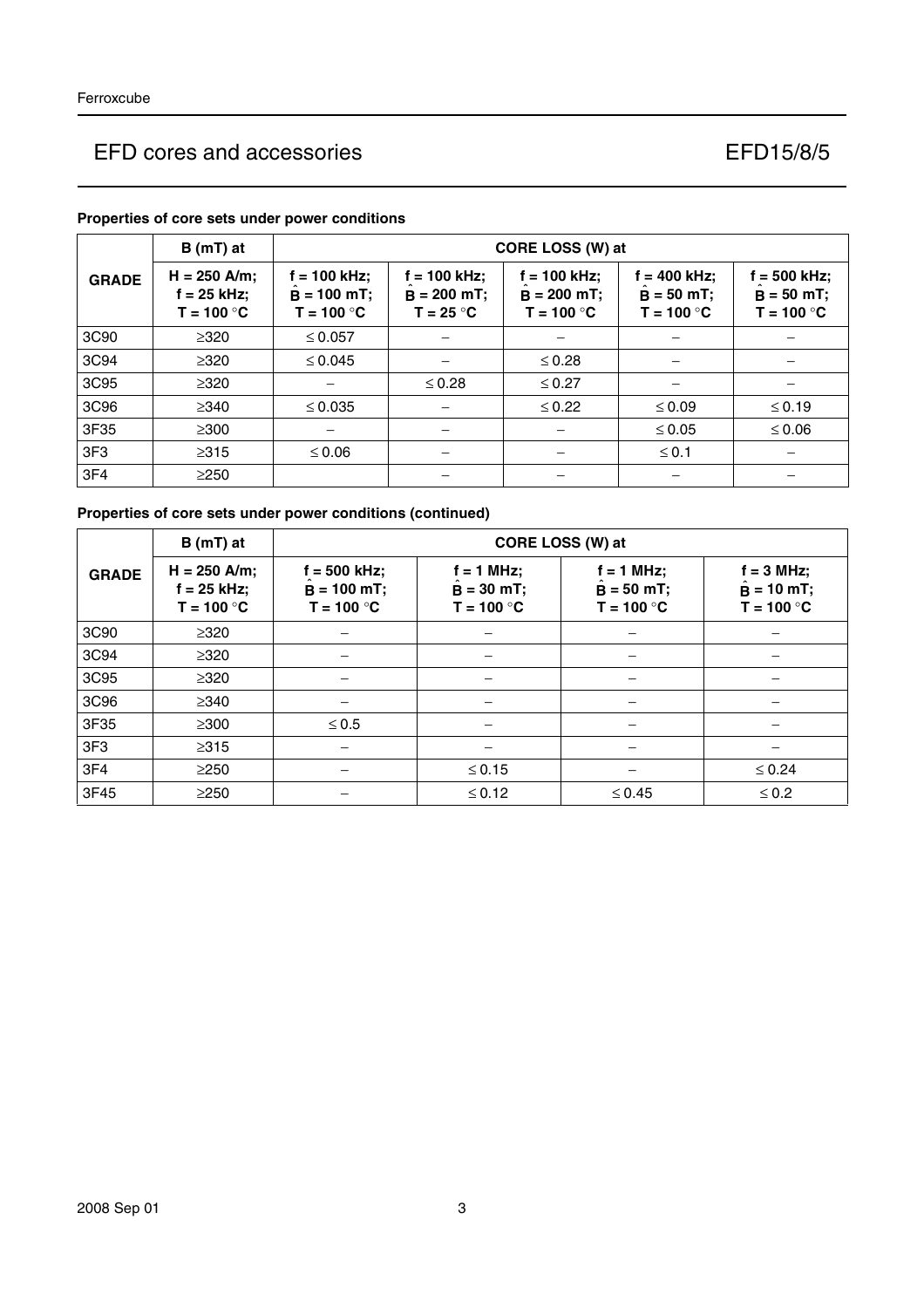**Properties of core sets under power conditions**

| GRADE | B (mT) at | CORE LOSS (W) at | | | | |
|---|---|---|---|---|---|---|
| | H = 250 A/m; f = 25 kHz; T = 100 °C | f = 100 kHz; $\hat{B}$ = 100 mT; T = 100 °C | f = 100 kHz; $\hat{B}$ = 200 mT; T = 25 °C | f = 100 kHz; $\hat{B}$ = 200 mT; T = 100 °C | f = 400 kHz; $\hat{B}$ = 50 mT; T = 100 °C | f = 500 kHz; $\hat{B}$ = 50 mT; T = 100 °C |
| 3C90 | ≥320 | ≤ 0.057 | – | – | – | – |
| 3C94 | ≥320 | ≤ 0.045 | – | ≤ 0.28 | – | – |
| 3C95 | ≥320 | – | ≤ 0.28 | ≤ 0.27 | – | – |
| 3C96 | ≥340 | ≤ 0.035 | – | ≤ 0.22 | ≤ 0.09 | ≤ 0.19 |
| 3F35 | ≥300 | – | – | – | ≤ 0.05 | ≤ 0.06 |
| 3F3 | ≥315 | ≤ 0.06 | – | – | ≤ 0.1 | – |
| 3F4 | ≥250 | | – | – | – | – |

**Properties of core sets under power conditions (continued)**

| GRADE | B (mT) at | CORE LOSS (W) at | | | |
|---|---|---|---|---|---|
| | H = 250 A/m; f = 25 kHz; T = 100 °C | f = 500 kHz; $\hat{B}$ = 100 mT; T = 100 °C | f = 1 MHz; $\hat{B}$ = 30 mT; T = 100 °C | f = 1 MHz; $\hat{B}$ = 50 mT; T = 100 °C | f = 3 MHz; $\hat{B}$ = 10 mT; T = 100 °C |
| 3C90 | ≥320 | – | – | – | – |
| 3C94 | ≥320 | – | – | – | – |
| 3C95 | ≥320 | – | – | – | – |
| 3C96 | ≥340 | – | – | – | – |
| 3F35 | ≥300 | ≤ 0.5 | – | – | – |
| 3F3 | ≥315 | – | – | – | – |
| 3F4 | ≥250 | – | ≤ 0.15 | – | ≤ 0.24 |
| 3F45 | ≥250 | – | ≤ 0.12 | ≤ 0.45 | ≤ 0.2 |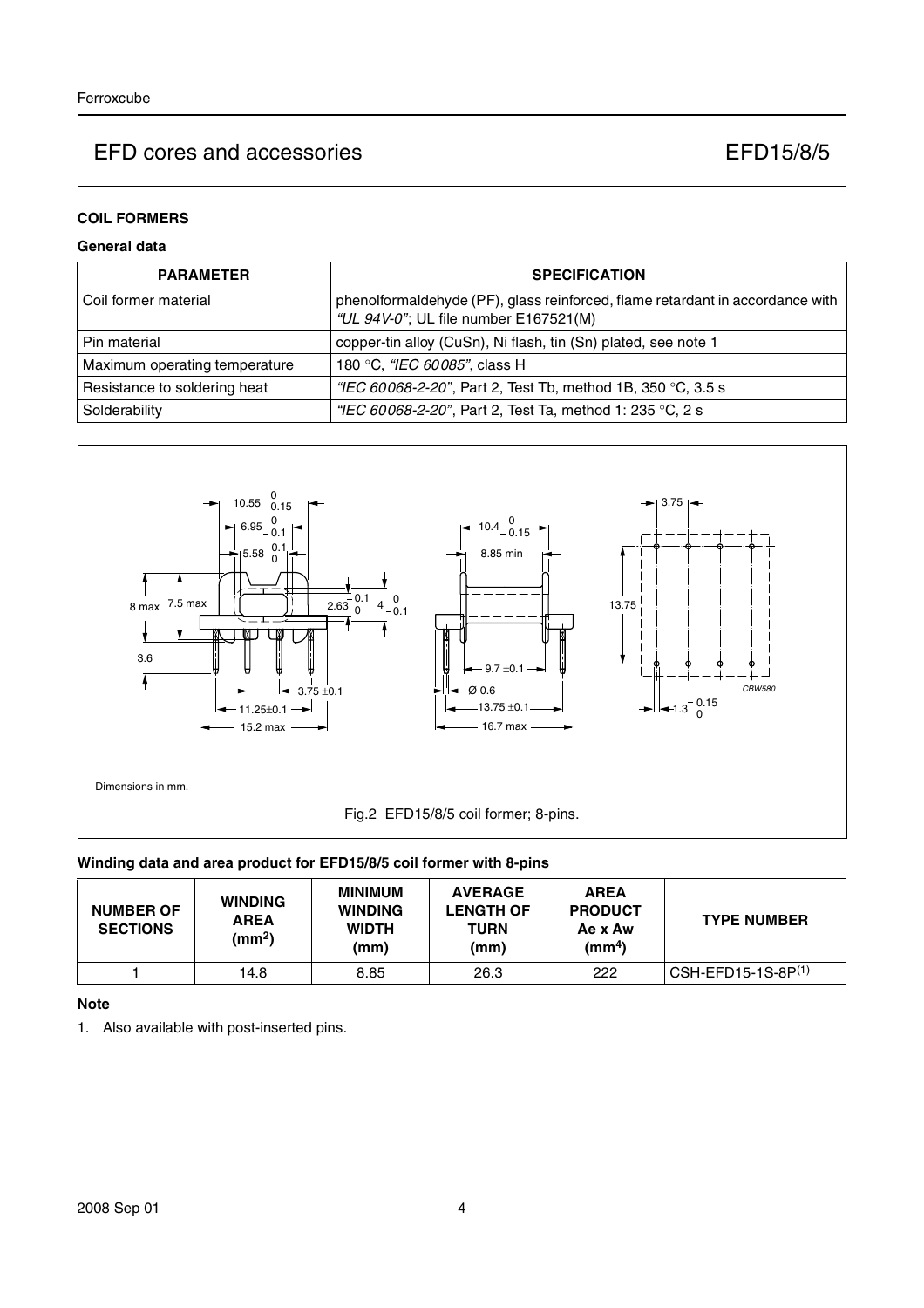# EFD cores and accessories — EFD15/8/5

## COIL FORMERS

### General data

| PARAMETER | SPECIFICATION |
|---|---|
| Coil former material | phenolformaldehyde (PF), glass reinforced, flame retardant in accordance with *"UL 94V-0"*; UL file number E167521(M) |
| Pin material | copper-tin alloy (CuSn), Ni flash, tin (Sn) plated, see note 1 |
| Maximum operating temperature | 180 °C, *"IEC 60085"*, class H |
| Resistance to soldering heat | *"IEC 60068-2-20"*, Part 2, Test Tb, method 1B, 350 °C, 3.5 s |
| Solderability | *"IEC 60068-2-20"*, Part 2, Test Ta, method 1: 235 °C, 2 s |

Dimensions in mm.

Fig.2 EFD15/8/5 coil former; 8-pins.

### Winding data and area product for EFD15/8/5 coil former with 8-pins

| NUMBER OF SECTIONS | WINDING AREA ($mm^2$) | MINIMUM WINDING WIDTH (mm) | AVERAGE LENGTH OF TURN (mm) | AREA PRODUCT Ae x Aw ($mm^4$) | TYPE NUMBER |
|---|---|---|---|---|---|
| 1 | 14.8 | 8.85 | 26.3 | 222 | CSH-EFD15-1S-8P[1] |

**Note**

1. Also available with post-inserted pins.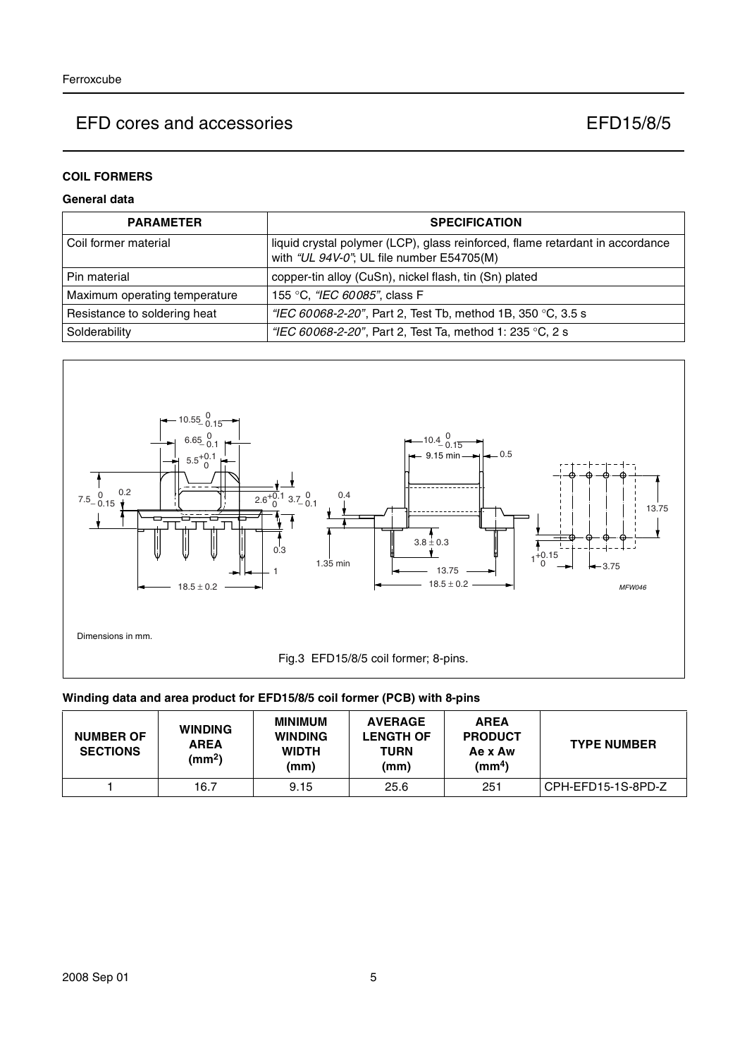### COIL FORMERS

#### General data

| PARAMETER | SPECIFICATION |
|---|---|
| Coil former material | liquid crystal polymer (LCP), glass reinforced, flame retardant in accordance with *"UL 94V-0"*; UL file number E54705(M) |
| Pin material | copper-tin alloy (CuSn), nickel flash, tin (Sn) plated |
| Maximum operating temperature | 155 °C, *"IEC 60085"*, class F |
| Resistance to soldering heat | *"IEC 60068-2-20"*, Part 2, Test Tb, method 1B, 350 °C, 3.5 s |
| Solderability | *"IEC 60068-2-20"*, Part 2, Test Ta, method 1: 235 °C, 2 s |

Dimensions in mm.

Fig.3 EFD15/8/5 coil former; 8-pins.

#### Winding data and area product for EFD15/8/5 coil former (PCB) with 8-pins

| NUMBER OF SECTIONS | WINDING AREA ($mm^2$) | MINIMUM WINDING WIDTH (mm) | AVERAGE LENGTH OF TURN (mm) | AREA PRODUCT Ae x Aw ($mm^4$) | TYPE NUMBER |
|---|---|---|---|---|---|
| 1 | 16.7 | 9.15 | 25.6 | 251 | CPH-EFD15-1S-8PD-Z |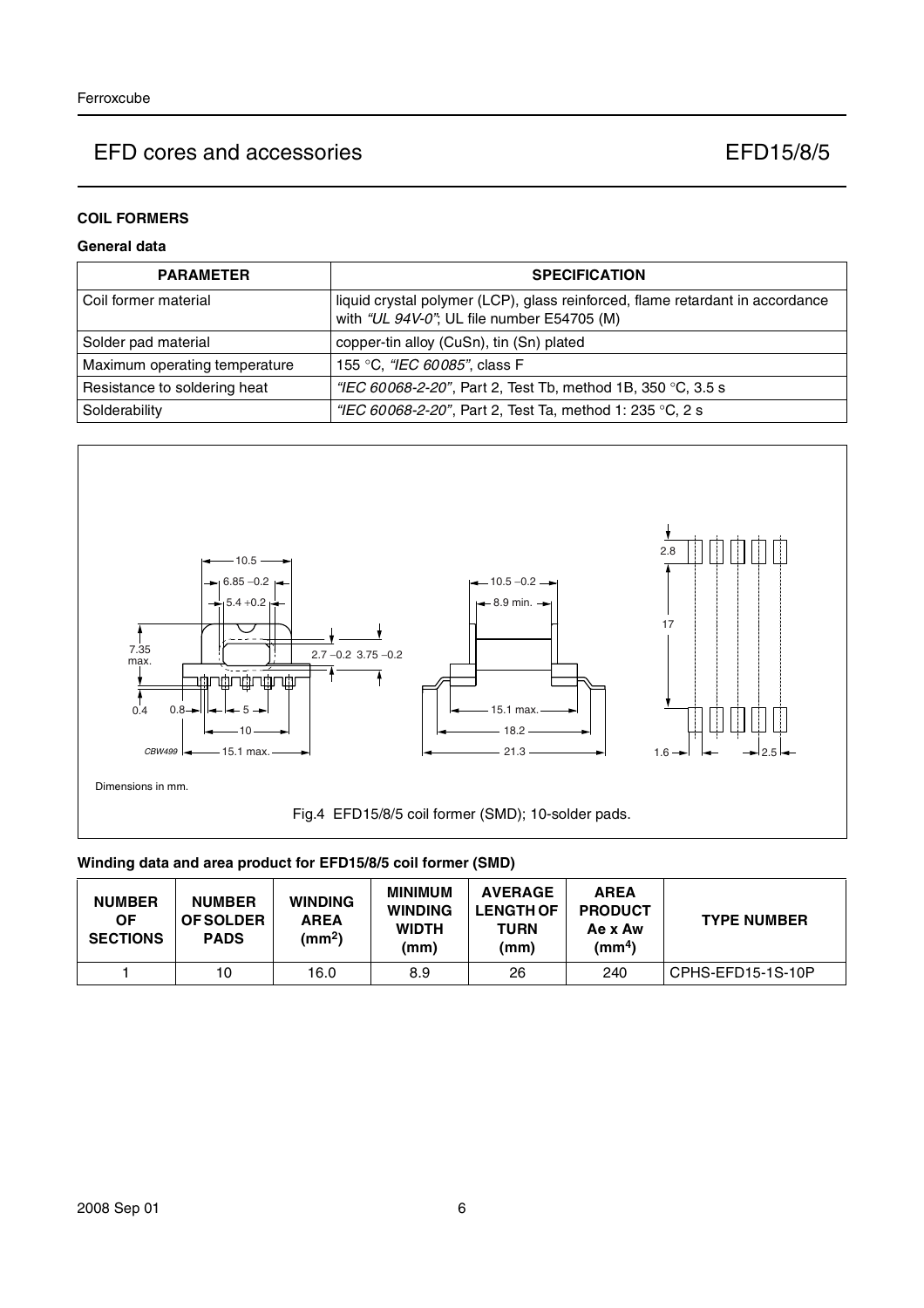## COIL FORMERS

### General data

| PARAMETER | SPECIFICATION |
|---|---|
| Coil former material | liquid crystal polymer (LCP), glass reinforced, flame retardant in accordance with *"UL 94V-0"*; UL file number E54705 (M) |
| Solder pad material | copper-tin alloy (CuSn), tin (Sn) plated |
| Maximum operating temperature | 155 °C, *"IEC 60085"*, class F |
| Resistance to soldering heat | *"IEC 60068-2-20"*, Part 2, Test Tb, method 1B, 350 °C, 3.5 s |
| Solderability | *"IEC 60068-2-20"*, Part 2, Test Ta, method 1: 235 °C, 2 s |

Dimensions in mm.

Fig.4 EFD15/8/5 coil former (SMD); 10-solder pads.

### Winding data and area product for EFD15/8/5 coil former (SMD)

| NUMBER OF SECTIONS | NUMBER OF SOLDER PADS | WINDING AREA (mm$^2$) | MINIMUM WINDING WIDTH (mm) | AVERAGE LENGTH OF TURN (mm) | AREA PRODUCT Ae x Aw (mm$^4$) | TYPE NUMBER |
|---|---|---|---|---|---|---|
| 1 | 10 | 16.0 | 8.9 | 26 | 240 | CPHS-EFD15-1S-10P |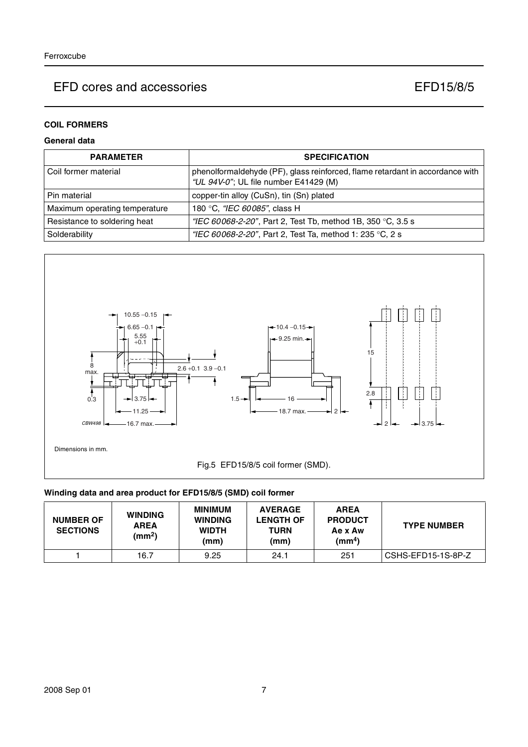## EFD cores and accessories EFD15/8/5

### COIL FORMERS

#### General data

| PARAMETER | SPECIFICATION |
|---|---|
| Coil former material | phenolformaldehyde (PF), glass reinforced, flame retardant in accordance with *"UL 94V-0"*; UL file number E41429 (M) |
| Pin material | copper-tin alloy (CuSn), tin (Sn) plated |
| Maximum operating temperature | 180 °C, *"IEC 60085"*, class H |
| Resistance to soldering heat | *"IEC 60068-2-20"*, Part 2, Test Tb, method 1B, 350 °C, 3.5 s |
| Solderability | *"IEC 60068-2-20"*, Part 2, Test Ta, method 1: 235 °C, 2 s |

Dimensions in mm.

Fig.5 EFD15/8/5 coil former (SMD).

#### Winding data and area product for EFD15/8/5 (SMD) coil former

| NUMBER OF SECTIONS | WINDING AREA ($mm^2$) | MINIMUM WINDING WIDTH (mm) | AVERAGE LENGTH OF TURN (mm) | AREA PRODUCT Ae x Aw ($mm^4$) | TYPE NUMBER |
|---|---|---|---|---|---|
| 1 | 16.7 | 9.25 | 24.1 | 251 | CSHS-EFD15-1S-8P-Z |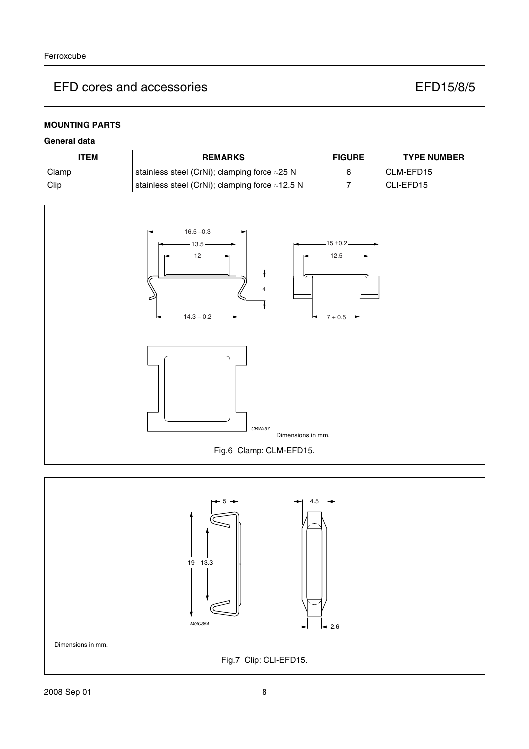## MOUNTING PARTS

### General data

| ITEM | REMARKS | FIGURE | TYPE NUMBER |
|---|---|---|---|
| Clamp | stainless steel (CrNi); clamping force ≈25 N | 6 | CLM-EFD15 |
| Clip | stainless steel (CrNi); clamping force ≈12.5 N | 7 | CLI-EFD15 |

Dimensions in mm.

Fig.6 Clamp: CLM-EFD15.

Dimensions in mm.

Fig.7 Clip: CLI-EFD15.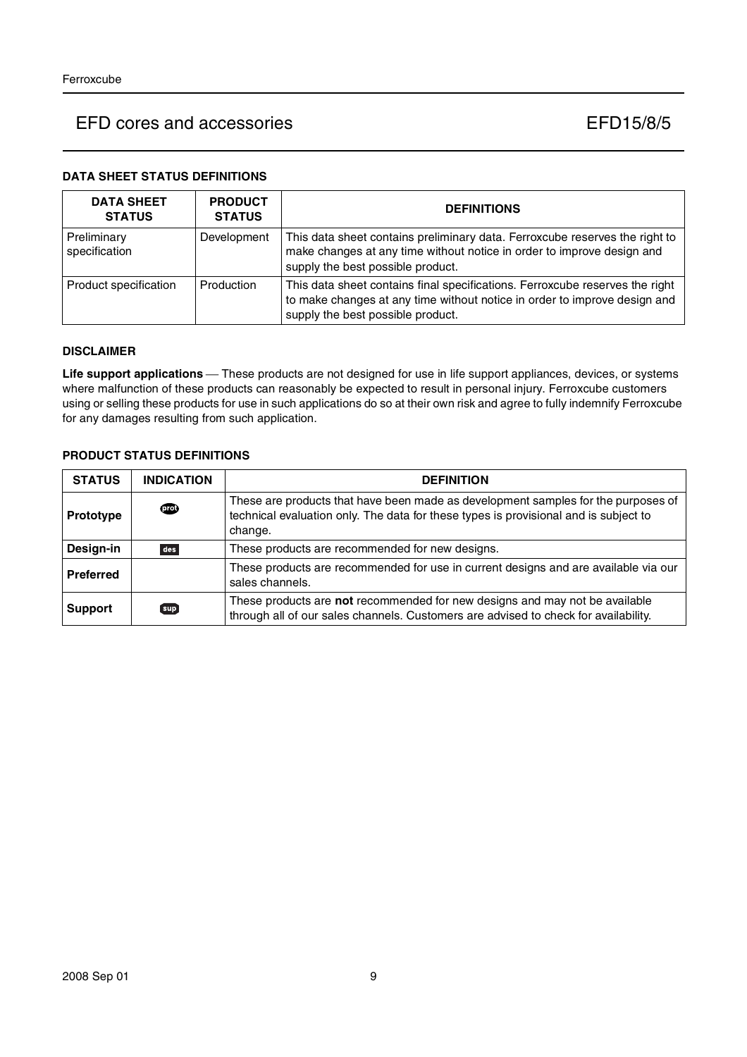## DATA SHEET STATUS DEFINITIONS

| DATA SHEET STATUS | PRODUCT STATUS | DEFINITIONS |
|---|---|---|
| Preliminary specification | Development | This data sheet contains preliminary data. Ferroxcube reserves the right to make changes at any time without notice in order to improve design and supply the best possible product. |
| Product specification | Production | This data sheet contains final specifications. Ferroxcube reserves the right to make changes at any time without notice in order to improve design and supply the best possible product. |

## DISCLAIMER

**Life support applications** — These products are not designed for use in life support appliances, devices, or systems where malfunction of these products can reasonably be expected to result in personal injury. Ferroxcube customers using or selling these products for use in such applications do so at their own risk and agree to fully indemnify Ferroxcube for any damages resulting from such application.

## PRODUCT STATUS DEFINITIONS

| STATUS | INDICATION | DEFINITION |
|---|---|---|
| **Prototype** | prot | These are products that have been made as development samples for the purposes of technical evaluation only. The data for these types is provisional and is subject to change. |
| **Design-in** | des | These products are recommended for new designs. |
| **Preferred** | | These products are recommended for use in current designs and are available via our sales channels. |
| **Support** | sup | These products are **not** recommended for new designs and may not be available through all of our sales channels. Customers are advised to check for availability. |